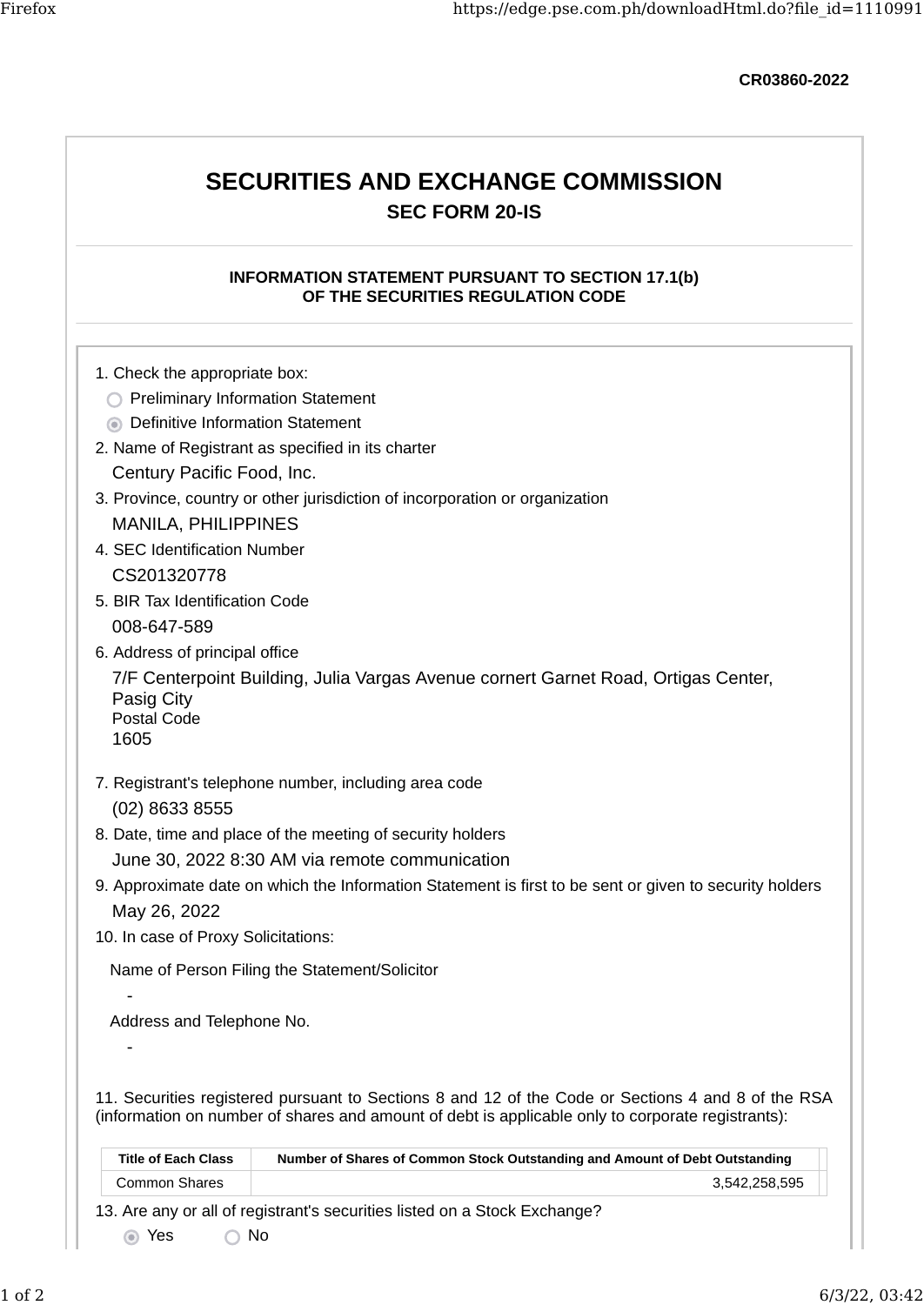CR03860-2022

# SECURITIES AND EXCHANGE COMMISSION

## SEC FORM 20-IS

### INFORMATION STATEMENT PURSUANT TO SECTION 17.1(b) OF THE SECURITIES REGULATION CODE

1. Check the appropriate box:
   - ○ Preliminary Information Statement
   - ◉ Definitive Information Statement
2. Name of Registrant as specified in its charter

   Century Pacific Food, Inc.
3. Province, country or other jurisdiction of incorporation or organization

   MANILA, PHILIPPINES
4. SEC Identification Number

   CS201320778
5. BIR Tax Identification Code

   008-647-589
6. Address of principal office

   7/F Centerpoint Building, Julia Vargas Avenue cornert Garnet Road, Ortigas Center, Pasig City

   Postal Code

   1605
7. Registrant's telephone number, including area code

   (02) 8633 8555
8. Date, time and place of the meeting of security holders

   June 30, 2022 8:30 AM via remote communication
9. Approximate date on which the Information Statement is first to be sent or given to security holders

   May 26, 2022
10. In case of Proxy Solicitations:

    Name of Person Filing the Statement/Solicitor

    -

    Address and Telephone No.

    -

11. Securities registered pursuant to Sections 8 and 12 of the Code or Sections 4 and 8 of the RSA (information on number of shares and amount of debt is applicable only to corporate registrants):

| Title of Each Class | Number of Shares of Common Stock Outstanding and Amount of Debt Outstanding |
|---|---|
| Common Shares | 3,542,258,595 |

13. Are any or all of registrant's securities listed on a Stock Exchange?
    - ◉ Yes ○ No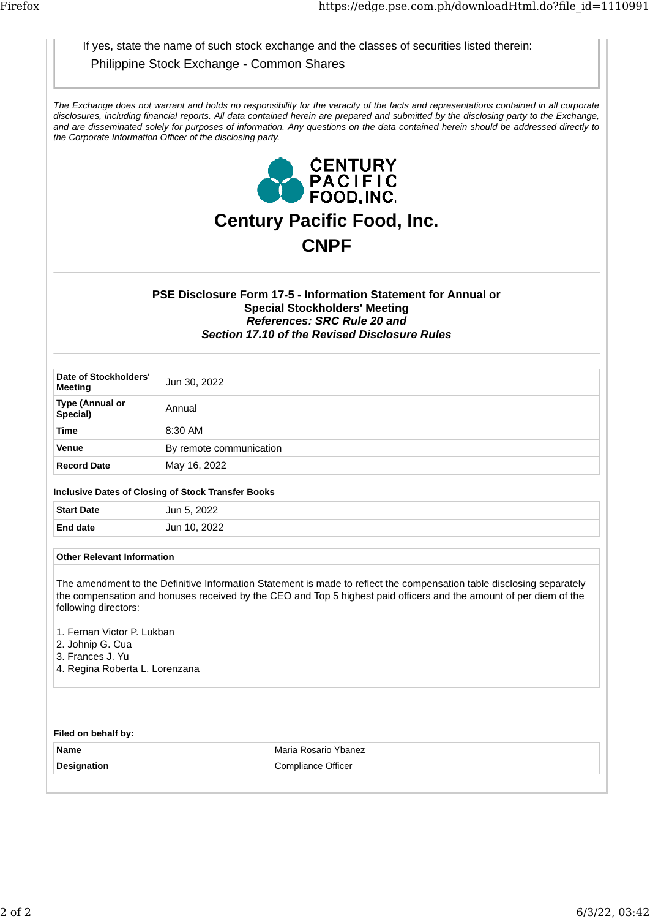If yes, state the name of such stock exchange and the classes of securities listed therein:

Philippine Stock Exchange - Common Shares

*The Exchange does not warrant and holds no responsibility for the veracity of the facts and representations contained in all corporate disclosures, including financial reports. All data contained herein are prepared and submitted by the disclosing party to the Exchange, and are disseminated solely for purposes of information. Any questions on the data contained herein should be addressed directly to the Corporate Information Officer of the disclosing party.*

CENTURY PACIFIC FOOD, INC.

# Century Pacific Food, Inc.

# CNPF

### PSE Disclosure Form 17-5 - Information Statement for Annual or Special Stockholders' Meeting

***References: SRC Rule 20 and***

***Section 17.10 of the Revised Disclosure Rules***

| | |
|---|---|
| **Date of Stockholders' Meeting** | Jun 30, 2022 |
| **Type (Annual or Special)** | Annual |
| **Time** | 8:30 AM |
| **Venue** | By remote communication |
| **Record Date** | May 16, 2022 |

**Inclusive Dates of Closing of Stock Transfer Books**

| | |
|---|---|
| **Start Date** | Jun 5, 2022 |
| **End date** | Jun 10, 2022 |

**Other Relevant Information**

The amendment to the Definitive Information Statement is made to reflect the compensation table disclosing separately the compensation and bonuses received by the CEO and Top 5 highest paid officers and the amount of per diem of the following directors:

1. Fernan Victor P. Lukban
2. Johnip G. Cua
3. Frances J. Yu
4. Regina Roberta L. Lorenzana

**Filed on behalf by:**

| | |
|---|---|
| **Name** | Maria Rosario Ybanez |
| **Designation** | Compliance Officer |